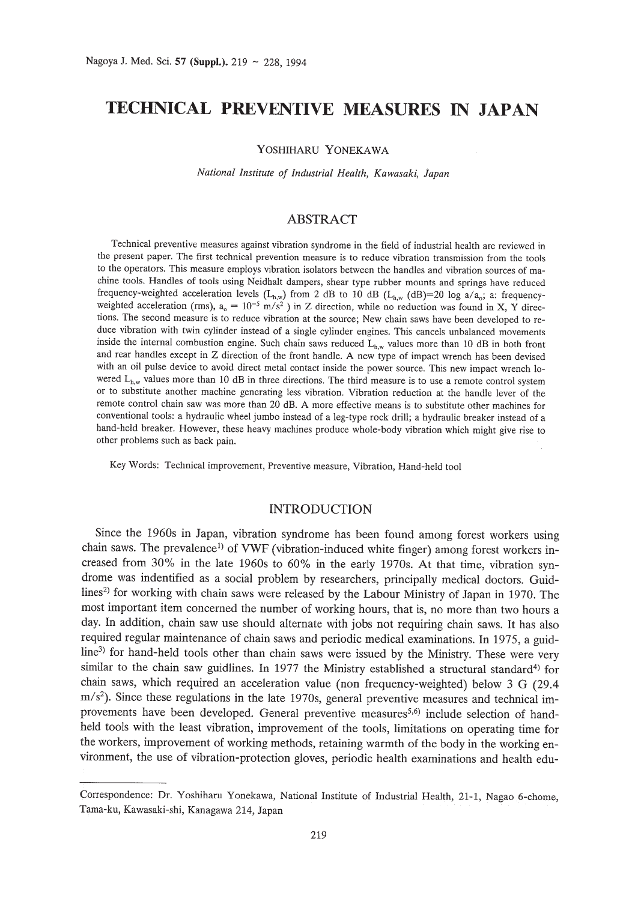# TECHNICAL PREVENTIVE MEASURES IN JAPAN

YOSHIHARU YONEKAWA

*National Institute of Industrial Health, Kawasaki, Japan*

## ABSTRACT

Technical preventive measures against vibration syndrome in the field of industrial health are reviewed in the present paper. The first technical prevention measure is to reduce vibration transmission from the tools to the operators. This measure employs vibration isolators between the handles and vibration sources of machine tools. Handles of tools using Neidhalt dampers, shear type rubber mounts and springs have reduced frequency-weighted acceleration levels ($L_{h,w}$) from 2 dB to 10 dB ($L_{h,w}$ (dB)=20 log $a/a_o$; a: frequency-weighted acceleration (rms), $a_o = 10^{-5}$ m/s$^2$ ) in Z direction, while no reduction was found in X, Y directions. The second measure is to reduce vibration at the source; New chain saws have been developed to reduce vibration with twin cylinder instead of a single cylinder engines. This cancels unbalanced movements inside the internal combustion engine. Such chain saws reduced $L_{h,w}$ values more than 10 dB in both front and rear handles except in Z direction of the front handle. A new type of impact wrench has been devised with an oil pulse device to avoid direct metal contact inside the power source. This new impact wrench lowered $L_{h,w}$ values more than 10 dB in three directions. The third measure is to use a remote control system or to substitute another machine generating less vibration. Vibration reduction at the handle lever of the remote control chain saw was more than 20 dB. A more effective means is to substitute other machines for conventional tools: a hydraulic wheel jumbo instead of a leg-type rock drill; a hydraulic breaker instead of a hand-held breaker. However, these heavy machines produce whole-body vibration which might give rise to other problems such as back pain.

Key Words: Technical improvement, Preventive measure, Vibration, Hand-held tool

## INTRODUCTION

Since the 1960s in Japan, vibration syndrome has been found among forest workers using chain saws. The prevalence[1] of VWF (vibration-induced white finger) among forest workers increased from 30% in the late 1960s to 60% in the early 1970s. At that time, vibration syndrome was indentified as a social problem by researchers, principally medical doctors. Guidlines[2] for working with chain saws were released by the Labour Ministry of Japan in 1970. The most important item concerned the number of working hours, that is, no more than two hours a day. In addition, chain saw use should alternate with jobs not requiring chain saws. It has also required regular maintenance of chain saws and periodic medical examinations. In 1975, a guidline[3] for hand-held tools other than chain saws were issued by the Ministry. These were very similar to the chain saw guidlines. In 1977 the Ministry established a structural standard[4] for chain saws, which required an acceleration value (non frequency-weighted) below 3 G (29.4 m/s$^2$). Since these regulations in the late 1970s, general preventive measures and technical improvements have been developed. General preventive measures[5,6] include selection of hand-held tools with the least vibration, improvement of the tools, limitations on operating time for the workers, improvement of working methods, retaining warmth of the body in the working environment, the use of vibration-protection gloves, periodic health examinations and health edu-

---

Correspondence: Dr. Yoshiharu Yonekawa, National Institute of Industrial Health, 21-1, Nagao 6-chome, Tama-ku, Kawasaki-shi, Kanagawa 214, Japan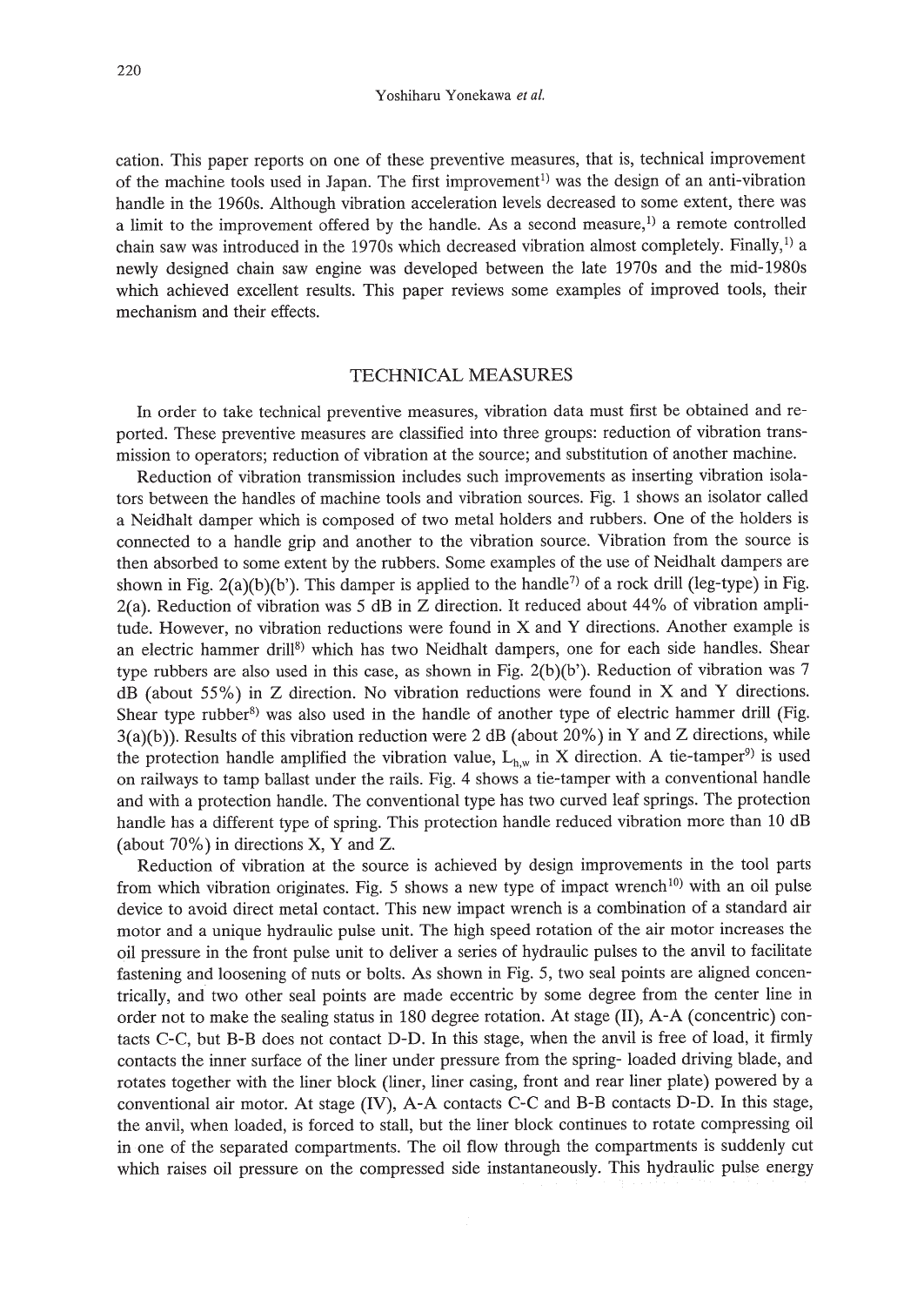cation. This paper reports on one of these preventive measures, that is, technical improvement of the machine tools used in Japan. The first improvement[1] was the design of an anti-vibration handle in the 1960s. Although vibration acceleration levels decreased to some extent, there was a limit to the improvement offered by the handle. As a second measure,[1] a remote controlled chain saw was introduced in the 1970s which decreased vibration almost completely. Finally,[1] a newly designed chain saw engine was developed between the late 1970s and the mid-1980s which achieved excellent results. This paper reviews some examples of improved tools, their mechanism and their effects.

## TECHNICAL MEASURES

In order to take technical preventive measures, vibration data must first be obtained and reported. These preventive measures are classified into three groups: reduction of vibration transmission to operators; reduction of vibration at the source; and substitution of another machine.

Reduction of vibration transmission includes such improvements as inserting vibration isolators between the handles of machine tools and vibration sources. Fig. 1 shows an isolator called a Neidhalt damper which is composed of two metal holders and rubbers. One of the holders is connected to a handle grip and another to the vibration source. Vibration from the source is then absorbed to some extent by the rubbers. Some examples of the use of Neidhalt dampers are shown in Fig. 2(a)(b)(b'). This damper is applied to the handle[7] of a rock drill (leg-type) in Fig. 2(a). Reduction of vibration was 5 dB in Z direction. It reduced about 44% of vibration amplitude. However, no vibration reductions were found in X and Y directions. Another example is an electric hammer drill[8] which has two Neidhalt dampers, one for each side handles. Shear type rubbers are also used in this case, as shown in Fig. 2(b)(b'). Reduction of vibration was 7 dB (about 55%) in Z direction. No vibration reductions were found in X and Y directions. Shear type rubber[8] was also used in the handle of another type of electric hammer drill (Fig. 3(a)(b)). Results of this vibration reduction were 2 dB (about 20%) in Y and Z directions, while the protection handle amplified the vibration value, $L_{h,w}$ in X direction. A tie-tamper[9] is used on railways to tamp ballast under the rails. Fig. 4 shows a tie-tamper with a conventional handle and with a protection handle. The conventional type has two curved leaf springs. The protection handle has a different type of spring. This protection handle reduced vibration more than 10 dB (about 70%) in directions X, Y and Z.

Reduction of vibration at the source is achieved by design improvements in the tool parts from which vibration originates. Fig. 5 shows a new type of impact wrench[10] with an oil pulse device to avoid direct metal contact. This new impact wrench is a combination of a standard air motor and a unique hydraulic pulse unit. The high speed rotation of the air motor increases the oil pressure in the front pulse unit to deliver a series of hydraulic pulses to the anvil to facilitate fastening and loosening of nuts or bolts. As shown in Fig. 5, two seal points are aligned concentrically, and two other seal points are made eccentric by some degree from the center line in order not to make the sealing status in 180 degree rotation. At stage (II), A-A (concentric) contacts C-C, but B-B does not contact D-D. In this stage, when the anvil is free of load, it firmly contacts the inner surface of the liner under pressure from the spring- loaded driving blade, and rotates together with the liner block (liner, liner casing, front and rear liner plate) powered by a conventional air motor. At stage (IV), A-A contacts C-C and B-B contacts D-D. In this stage, the anvil, when loaded, is forced to stall, but the liner block continues to rotate compressing oil in one of the separated compartments. The oil flow through the compartments is suddenly cut which raises oil pressure on the compressed side instantaneously. This hydraulic pulse energy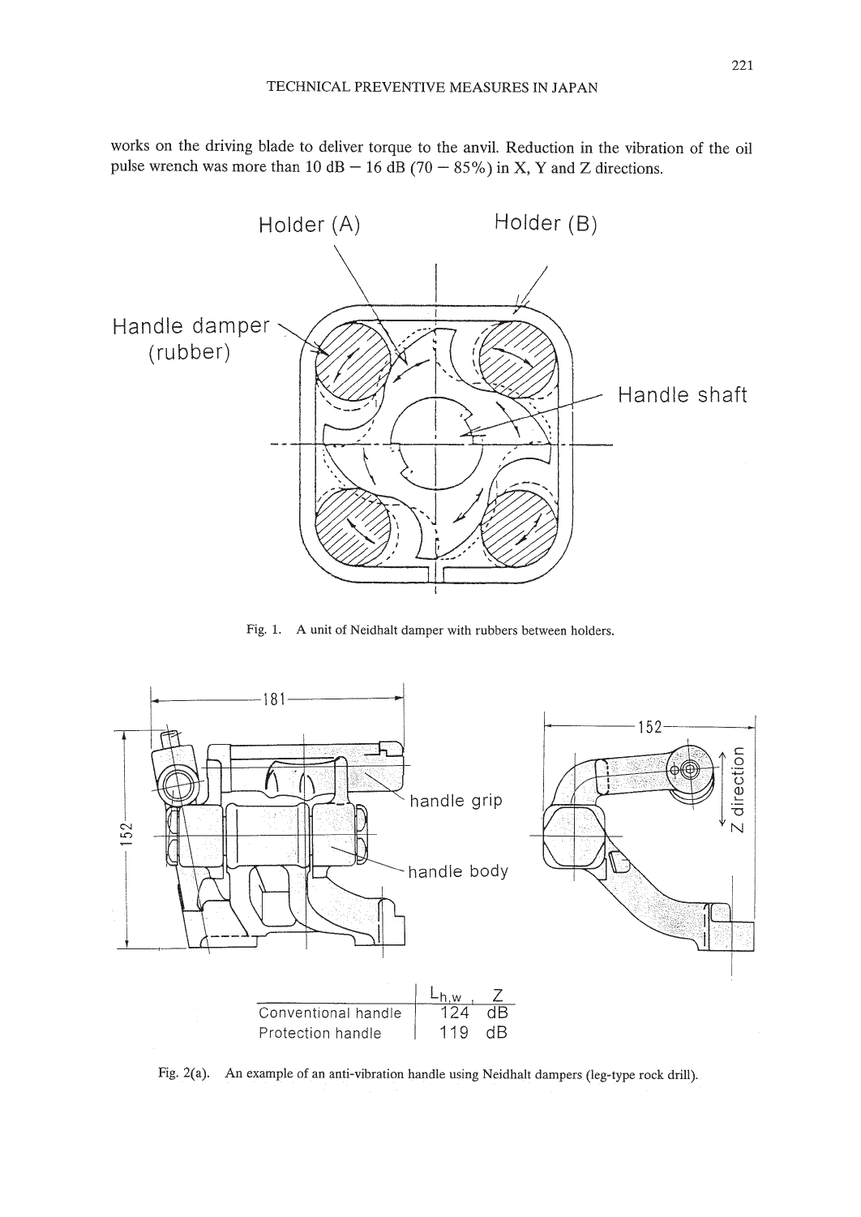works on the driving blade to deliver torque to the anvil. Reduction in the vibration of the oil pulse wrench was more than 10 dB – 16 dB (70 – 85%) in X, Y and Z directions.

Fig. 1. A unit of Neidhalt damper with rubbers between holders.

| | $L_{h,w}$, Z |
|---|---|
| Conventional handle | 124 dB |
| Protection handle | 119 dB |

Fig. 2(a). An example of an anti-vibration handle using Neidhalt dampers (leg-type rock drill).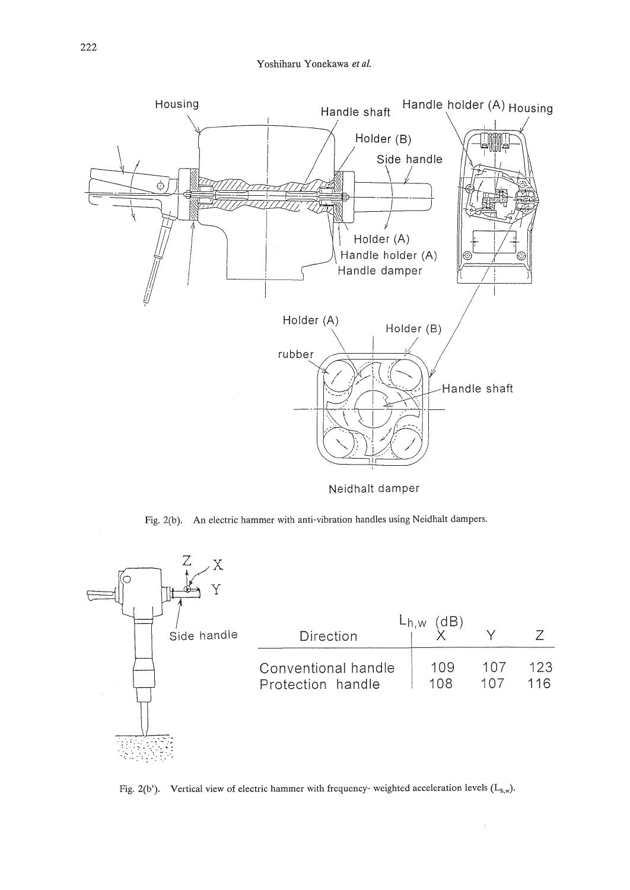Fig. 2(b). An electric hammer with anti-vibration handles using Neidhalt dampers.

| Direction | $L_{h,w}$ (dB) X | Y | Z |
|---|---|---|---|
| Conventional handle | 109 | 107 | 123 |
| Protection handle | 108 | 107 | 116 |

Fig. 2(b'). Vertical view of electric hammer with frequency- weighted acceleration levels ($L_{h,w}$).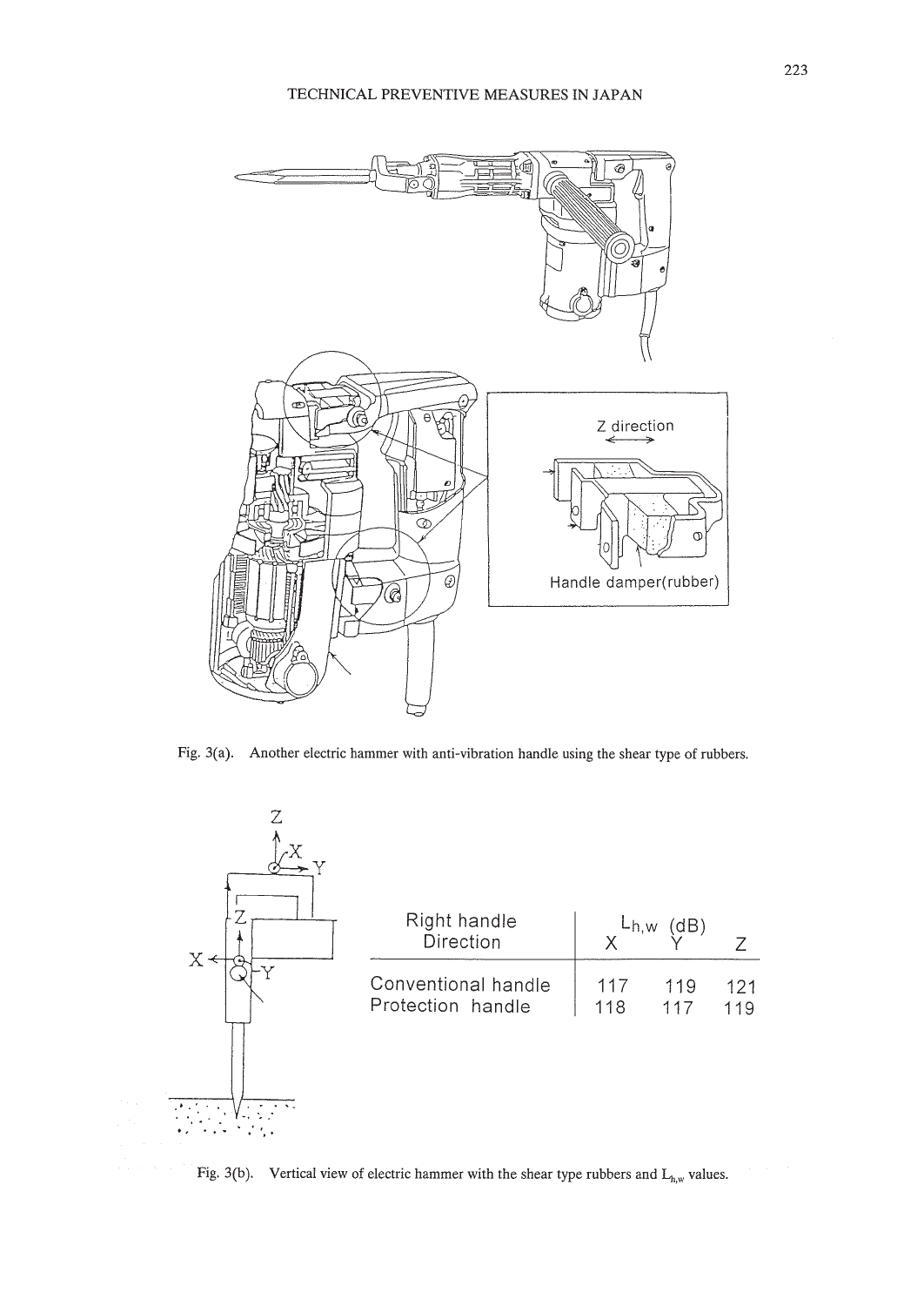Fig. 3(a). Another electric hammer with anti-vibration handle using the shear type of rubbers.

| Right handle Direction | $L_{h,w}$ (dB) X | Y | Z |
|---|---|---|---|
| Conventional handle | 117 | 119 | 121 |
| Protection handle | 118 | 117 | 119 |

Fig. 3(b). Vertical view of electric hammer with the shear type rubbers and $L_{h,w}$ values.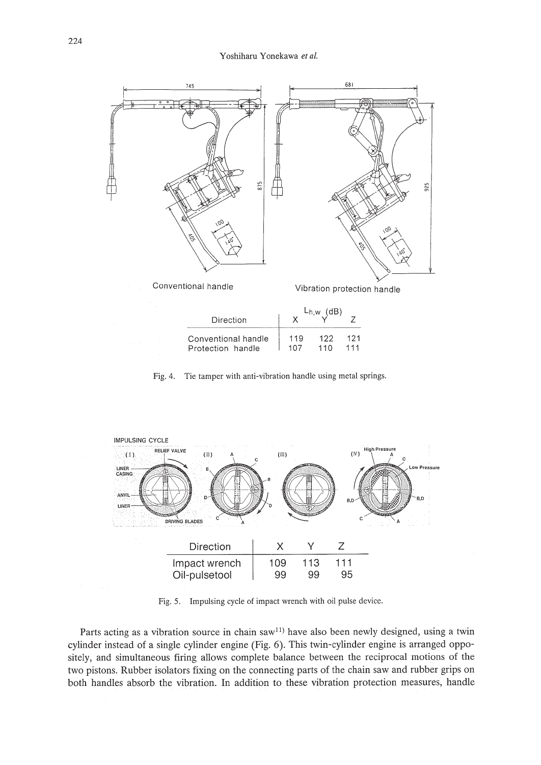Conventional handle

Vibration protection handle

| Direction | $L_{h,w}$ (dB) X | Y | Z |
|---|---|---|---|
| Conventional handle | 119 | 122 | 121 |
| Protection handle | 107 | 110 | 111 |

Fig. 4. Tie tamper with anti-vibration handle using metal springs.

| Direction | X | Y | Z |
|---|---|---|---|
| Impact wrench | 109 | 113 | 111 |
| Oil-pulsetool | 99 | 99 | 95 |

Fig. 5. Impulsing cycle of impact wrench with oil pulse device.

Parts acting as a vibration source in chain saw[11] have also been newly designed, using a twin cylinder instead of a single cylinder engine (Fig. 6). This twin-cylinder engine is arranged oppositely, and simultaneous firing allows complete balance between the reciprocal motions of the two pistons. Rubber isolators fixing on the connecting parts of the chain saw and rubber grips on both handles absorb the vibration. In addition to these vibration protection measures, handle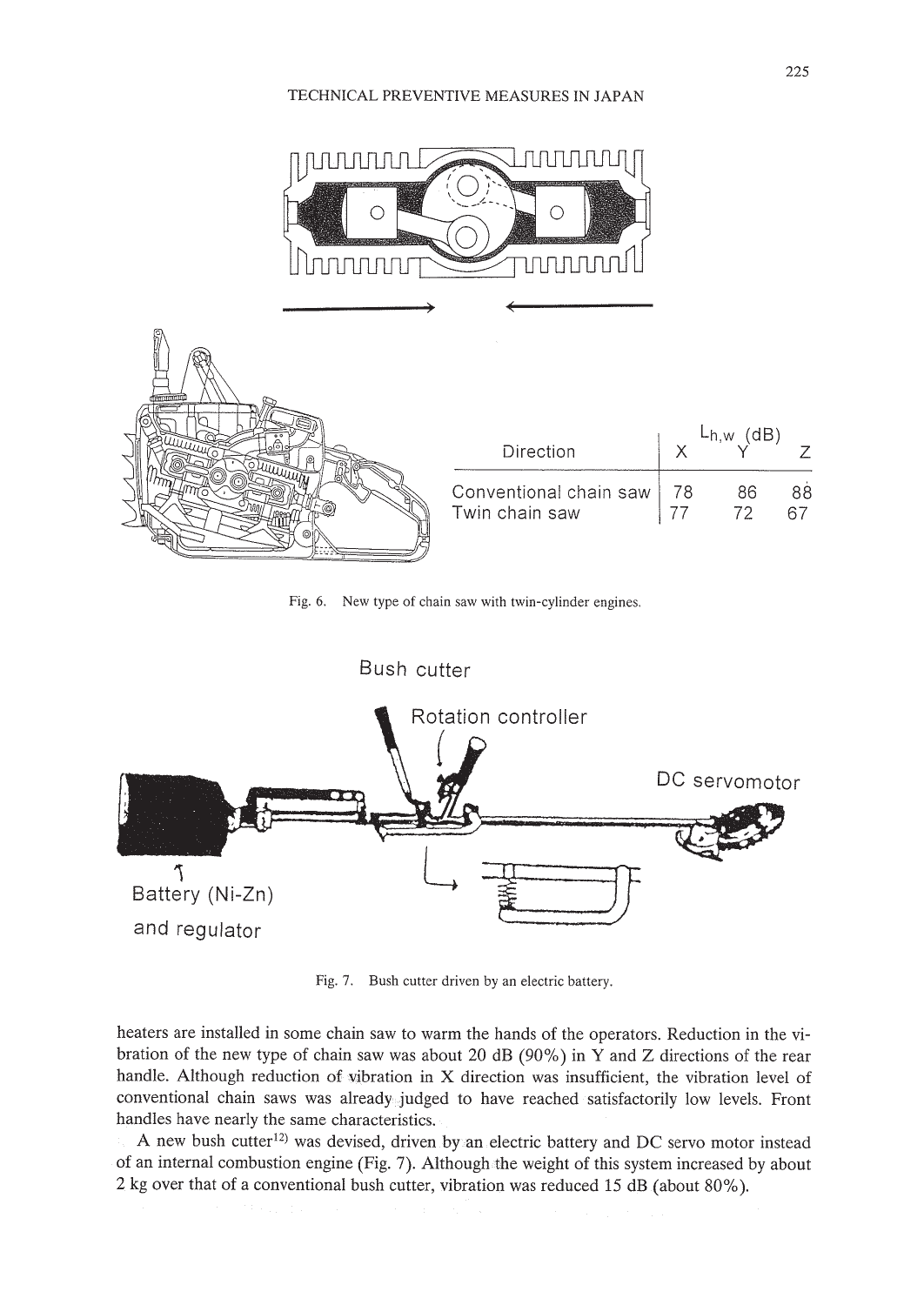| Direction | $L_{h,w}$ (dB) X | Y | Z |
|---|---|---|---|
| Conventional chain saw | 78 | 86 | 88 |
| Twin chain saw | 77 | 72 | 67 |

Fig. 6. New type of chain saw with twin-cylinder engines.

Fig. 7. Bush cutter driven by an electric battery.

heaters are installed in some chain saw to warm the hands of the operators. Reduction in the vibration of the new type of chain saw was about 20 dB (90%) in Y and Z directions of the rear handle. Although reduction of vibration in X direction was insufficient, the vibration level of conventional chain saws was already judged to have reached satisfactorily low levels. Front handles have nearly the same characteristics.

A new bush cutter[12] was devised, driven by an electric battery and DC servo motor instead of an internal combustion engine (Fig. 7). Although the weight of this system increased by about 2 kg over that of a conventional bush cutter, vibration was reduced 15 dB (about 80%).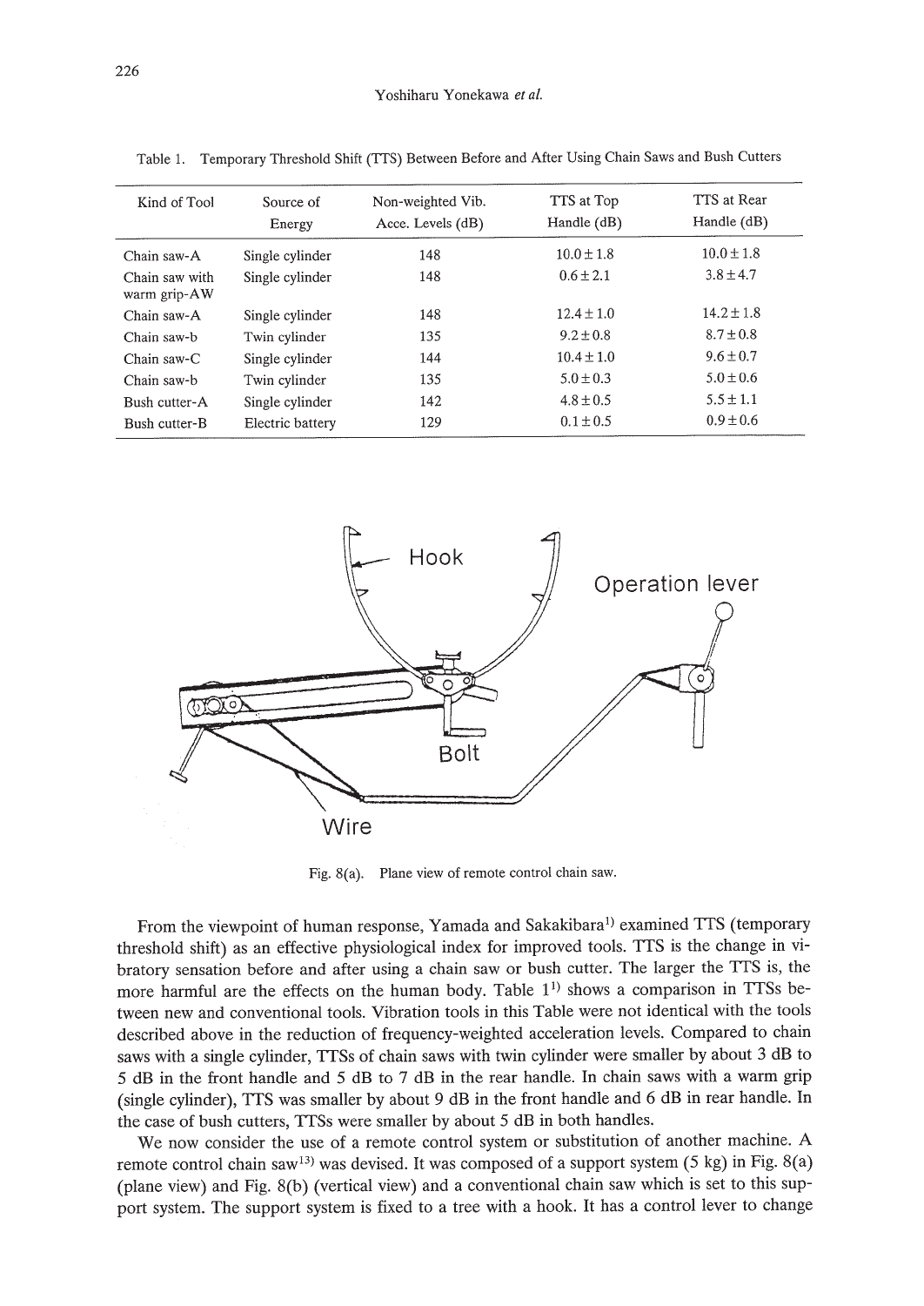Table 1. Temporary Threshold Shift (TTS) Between Before and After Using Chain Saws and Bush Cutters

| Kind of Tool | Source of Energy | Non-weighted Vib. Acce. Levels (dB) | TTS at Top Handle (dB) | TTS at Rear Handle (dB) |
|---|---|---|---|---|
| Chain saw-A | Single cylinder | 148 | 10.0 ± 1.8 | 10.0 ± 1.8 |
| Chain saw with warm grip-AW | Single cylinder | 148 | 0.6 ± 2.1 | 3.8 ± 4.7 |
| Chain saw-A | Single cylinder | 148 | 12.4 ± 1.0 | 14.2 ± 1.8 |
| Chain saw-b | Twin cylinder | 135 | 9.2 ± 0.8 | 8.7 ± 0.8 |
| Chain saw-C | Single cylinder | 144 | 10.4 ± 1.0 | 9.6 ± 0.7 |
| Chain saw-b | Twin cylinder | 135 | 5.0 ± 0.3 | 5.0 ± 0.6 |
| Bush cutter-A | Single cylinder | 142 | 4.8 ± 0.5 | 5.5 ± 1.1 |
| Bush cutter-B | Electric battery | 129 | 0.1 ± 0.5 | 0.9 ± 0.6 |

Fig. 8(a). Plane view of remote control chain saw.

From the viewpoint of human response, Yamada and Sakakibara[1] examined TTS (temporary threshold shift) as an effective physiological index for improved tools. TTS is the change in vibratory sensation before and after using a chain saw or bush cutter. The larger the TTS is, the more harmful are the effects on the human body. Table 1[1] shows a comparison in TTSs between new and conventional tools. Vibration tools in this Table were not identical with the tools described above in the reduction of frequency-weighted acceleration levels. Compared to chain saws with a single cylinder, TTSs of chain saws with twin cylinder were smaller by about 3 dB to 5 dB in the front handle and 5 dB to 7 dB in the rear handle. In chain saws with a warm grip (single cylinder), TTS was smaller by about 9 dB in the front handle and 6 dB in rear handle. In the case of bush cutters, TTSs were smaller by about 5 dB in both handles.

We now consider the use of a remote control system or substitution of another machine. A remote control chain saw[13] was devised. It was composed of a support system (5 kg) in Fig. 8(a) (plane view) and Fig. 8(b) (vertical view) and a conventional chain saw which is set to this support system. The support system is fixed to a tree with a hook. It has a control lever to change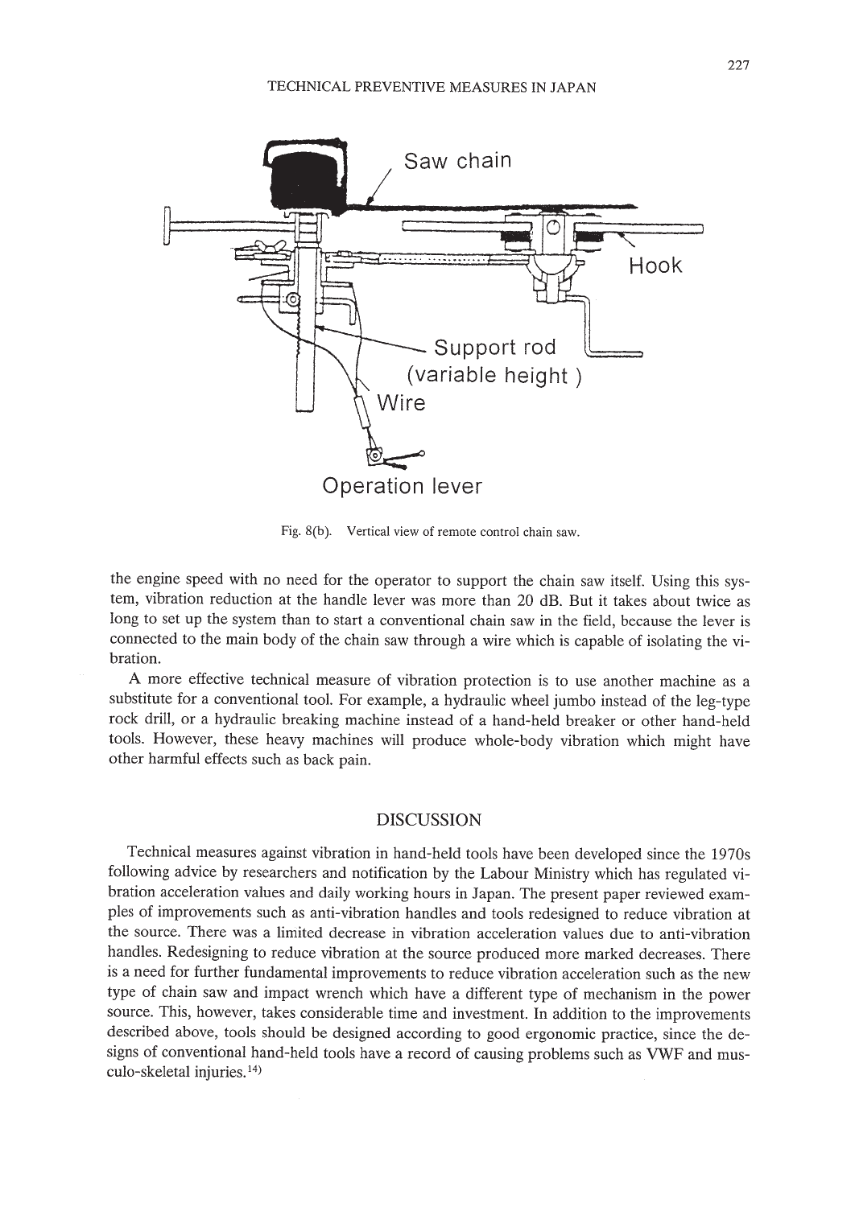Fig. 8(b). Vertical view of remote control chain saw.

the engine speed with no need for the operator to support the chain saw itself. Using this system, vibration reduction at the handle lever was more than 20 dB. But it takes about twice as long to set up the system than to start a conventional chain saw in the field, because the lever is connected to the main body of the chain saw through a wire which is capable of isolating the vibration.

A more effective technical measure of vibration protection is to use another machine as a substitute for a conventional tool. For example, a hydraulic wheel jumbo instead of the leg-type rock drill, or a hydraulic breaking machine instead of a hand-held breaker or other hand-held tools. However, these heavy machines will produce whole-body vibration which might have other harmful effects such as back pain.

## DISCUSSION

Technical measures against vibration in hand-held tools have been developed since the 1970s following advice by researchers and notification by the Labour Ministry which has regulated vibration acceleration values and daily working hours in Japan. The present paper reviewed examples of improvements such as anti-vibration handles and tools redesigned to reduce vibration at the source. There was a limited decrease in vibration acceleration values due to anti-vibration handles. Redesigning to reduce vibration at the source produced more marked decreases. There is a need for further fundamental improvements to reduce vibration acceleration such as the new type of chain saw and impact wrench which have a different type of mechanism in the power source. This, however, takes considerable time and investment. In addition to the improvements described above, tools should be designed according to good ergonomic practice, since the designs of conventional hand-held tools have a record of causing problems such as VWF and musculo-skeletal injuries.[14]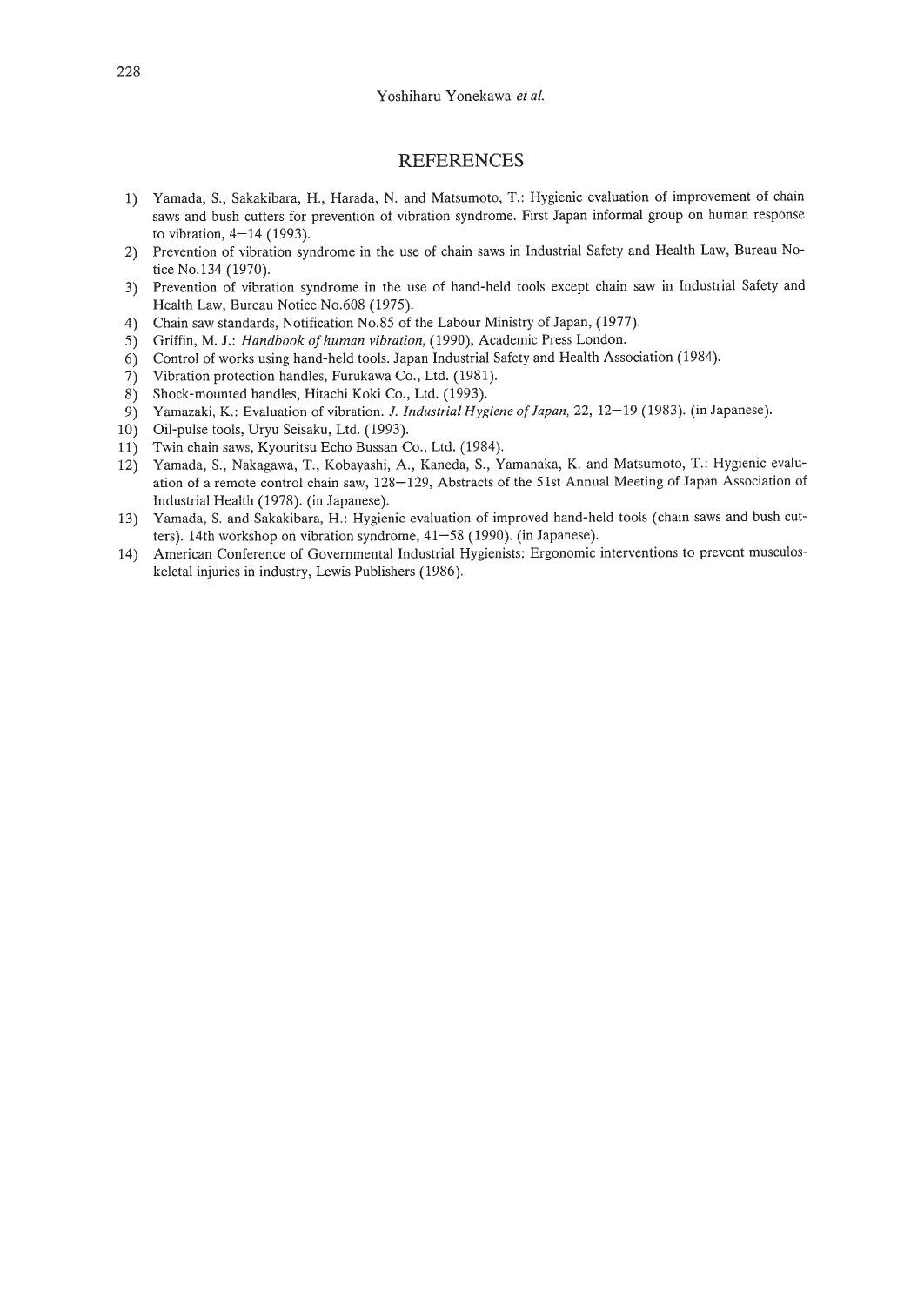## REFERENCES

1) Yamada, S., Sakakibara, H., Harada, N. and Matsumoto, T.: Hygienic evaluation of improvement of chain saws and bush cutters for prevention of vibration syndrome. First Japan informal group on human response to vibration, 4–14 (1993).
2) Prevention of vibration syndrome in the use of chain saws in Industrial Safety and Health Law, Bureau Notice No.134 (1970).
3) Prevention of vibration syndrome in the use of hand-held tools except chain saw in Industrial Safety and Health Law, Bureau Notice No.608 (1975).
4) Chain saw standards, Notification No.85 of the Labour Ministry of Japan, (1977).
5) Griffin, M. J.: *Handbook of human vibration,* (1990), Academic Press London.
6) Control of works using hand-held tools. Japan Industrial Safety and Health Association (1984).
7) Vibration protection handles, Furukawa Co., Ltd. (1981).
8) Shock-mounted handles, Hitachi Koki Co., Ltd. (1993).
9) Yamazaki, K.: Evaluation of vibration. *J. Industrial Hygiene of Japan,* 22, 12–19 (1983). (in Japanese).
10) Oil-pulse tools, Uryu Seisaku, Ltd. (1993).
11) Twin chain saws, Kyouritsu Echo Bussan Co., Ltd. (1984).
12) Yamada, S., Nakagawa, T., Kobayashi, A., Kaneda, S., Yamanaka, K. and Matsumoto, T.: Hygienic evaluation of a remote control chain saw, 128–129, Abstracts of the 51st Annual Meeting of Japan Association of Industrial Health (1978). (in Japanese).
13) Yamada, S. and Sakakibara, H.: Hygienic evaluation of improved hand-held tools (chain saws and bush cutters). 14th workshop on vibration syndrome, 41–58 (1990). (in Japanese).
14) American Conference of Governmental Industrial Hygienists: Ergonomic interventions to prevent musculoskeletal injuries in industry, Lewis Publishers (1986).